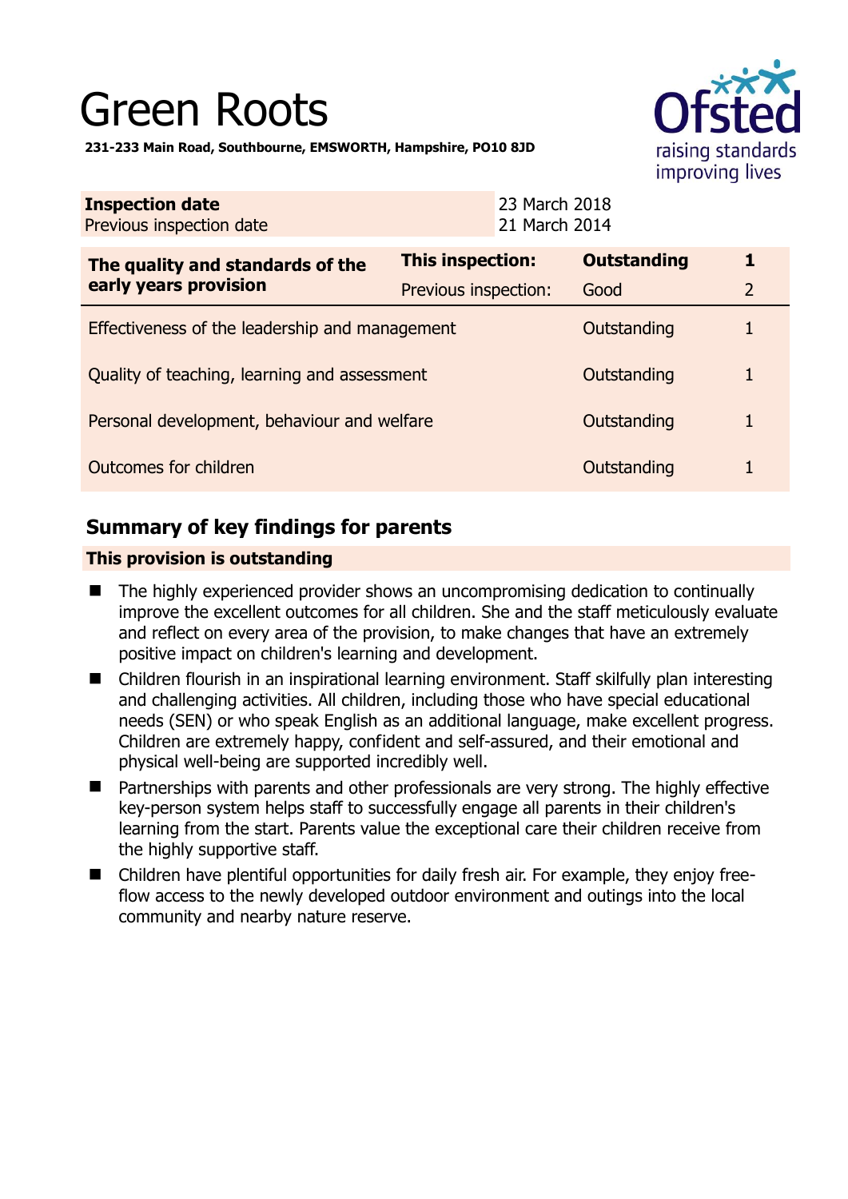# Green Roots

**231-233 Main Road, Southbourne, EMSWORTH, Hampshire, PO10 8JD**

| **Inspection date** | 23 March 2018 |
|---|---|
| Previous inspection date | 21 March 2014 |

| **The quality and standards of the early years provision** | **This inspection:** | **Outstanding** | **1** |
|---|---|---|---|
| | Previous inspection: | Good | 2 |
| Effectiveness of the leadership and management | | Outstanding | 1 |
| Quality of teaching, learning and assessment | | Outstanding | 1 |
| Personal development, behaviour and welfare | | Outstanding | 1 |
| Outcomes for children | | Outstanding | 1 |

## Summary of key findings for parents

**This provision is outstanding**

- The highly experienced provider shows an uncompromising dedication to continually improve the excellent outcomes for all children. She and the staff meticulously evaluate and reflect on every area of the provision, to make changes that have an extremely positive impact on children's learning and development.
- Children flourish in an inspirational learning environment. Staff skilfully plan interesting and challenging activities. All children, including those who have special educational needs (SEN) or who speak English as an additional language, make excellent progress. Children are extremely happy, confident and self-assured, and their emotional and physical well-being are supported incredibly well.
- Partnerships with parents and other professionals are very strong. The highly effective key-person system helps staff to successfully engage all parents in their children's learning from the start. Parents value the exceptional care their children receive from the highly supportive staff.
- Children have plentiful opportunities for daily fresh air. For example, they enjoy free-flow access to the newly developed outdoor environment and outings into the local community and nearby nature reserve.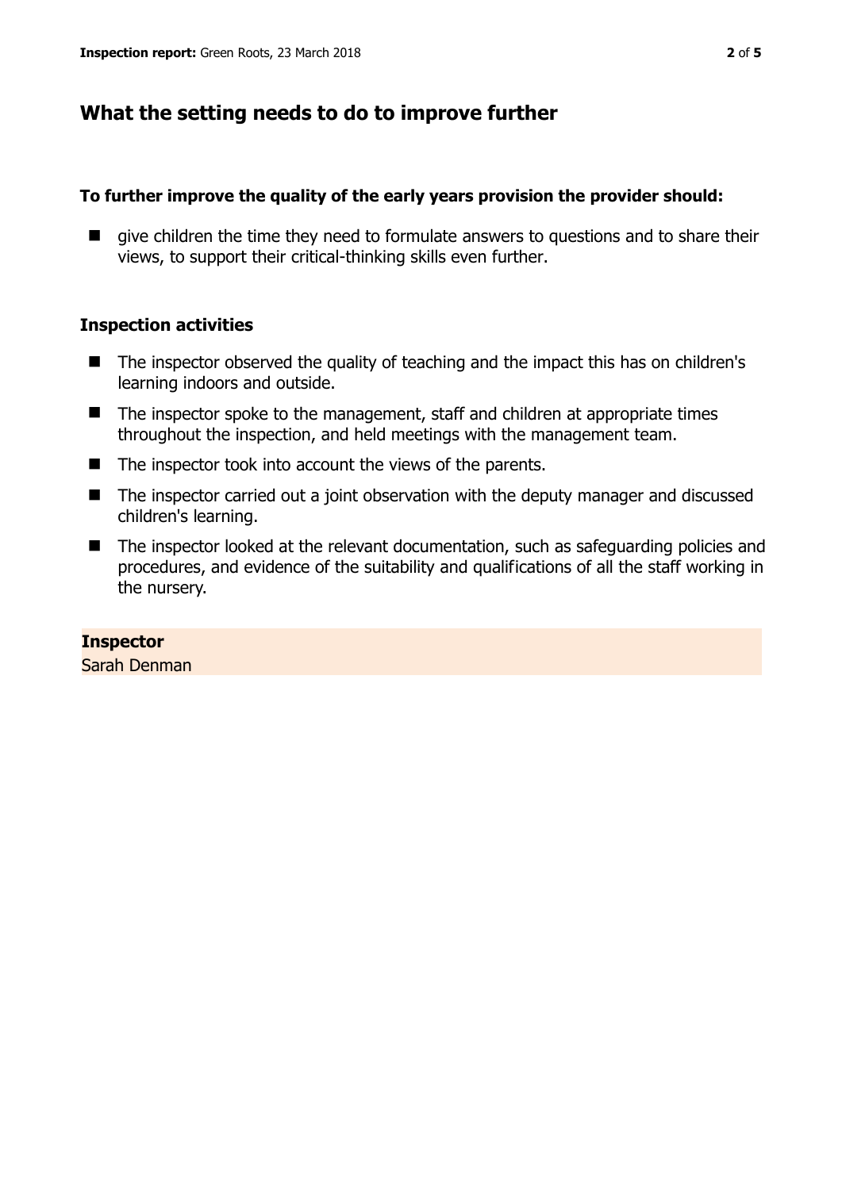## What the setting needs to do to improve further

### To further improve the quality of the early years provision the provider should:

- give children the time they need to formulate answers to questions and to share their views, to support their critical-thinking skills even further.

### Inspection activities

- The inspector observed the quality of teaching and the impact this has on children's learning indoors and outside.
- The inspector spoke to the management, staff and children at appropriate times throughout the inspection, and held meetings with the management team.
- The inspector took into account the views of the parents.
- The inspector carried out a joint observation with the deputy manager and discussed children's learning.
- The inspector looked at the relevant documentation, such as safeguarding policies and procedures, and evidence of the suitability and qualifications of all the staff working in the nursery.

**Inspector**
Sarah Denman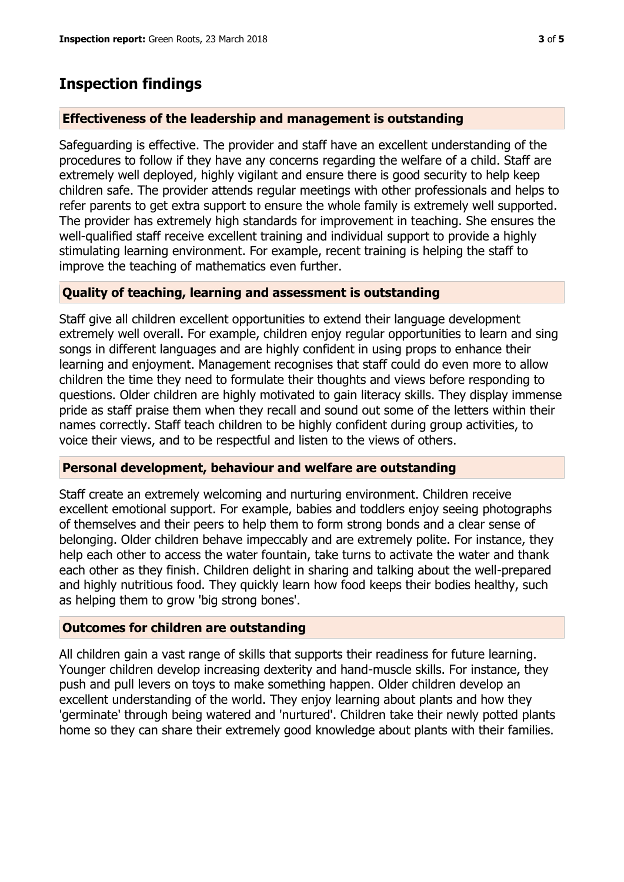## Inspection findings

### Effectiveness of the leadership and management is outstanding

Safeguarding is effective. The provider and staff have an excellent understanding of the procedures to follow if they have any concerns regarding the welfare of a child. Staff are extremely well deployed, highly vigilant and ensure there is good security to help keep children safe. The provider attends regular meetings with other professionals and helps to refer parents to get extra support to ensure the whole family is extremely well supported. The provider has extremely high standards for improvement in teaching. She ensures the well-qualified staff receive excellent training and individual support to provide a highly stimulating learning environment. For example, recent training is helping the staff to improve the teaching of mathematics even further.

### Quality of teaching, learning and assessment is outstanding

Staff give all children excellent opportunities to extend their language development extremely well overall. For example, children enjoy regular opportunities to learn and sing songs in different languages and are highly confident in using props to enhance their learning and enjoyment. Management recognises that staff could do even more to allow children the time they need to formulate their thoughts and views before responding to questions. Older children are highly motivated to gain literacy skills. They display immense pride as staff praise them when they recall and sound out some of the letters within their names correctly. Staff teach children to be highly confident during group activities, to voice their views, and to be respectful and listen to the views of others.

### Personal development, behaviour and welfare are outstanding

Staff create an extremely welcoming and nurturing environment. Children receive excellent emotional support. For example, babies and toddlers enjoy seeing photographs of themselves and their peers to help them to form strong bonds and a clear sense of belonging. Older children behave impeccably and are extremely polite. For instance, they help each other to access the water fountain, take turns to activate the water and thank each other as they finish. Children delight in sharing and talking about the well-prepared and highly nutritious food. They quickly learn how food keeps their bodies healthy, such as helping them to grow 'big strong bones'.

### Outcomes for children are outstanding

All children gain a vast range of skills that supports their readiness for future learning. Younger children develop increasing dexterity and hand-muscle skills. For instance, they push and pull levers on toys to make something happen. Older children develop an excellent understanding of the world. They enjoy learning about plants and how they 'germinate' through being watered and 'nurtured'. Children take their newly potted plants home so they can share their extremely good knowledge about plants with their families.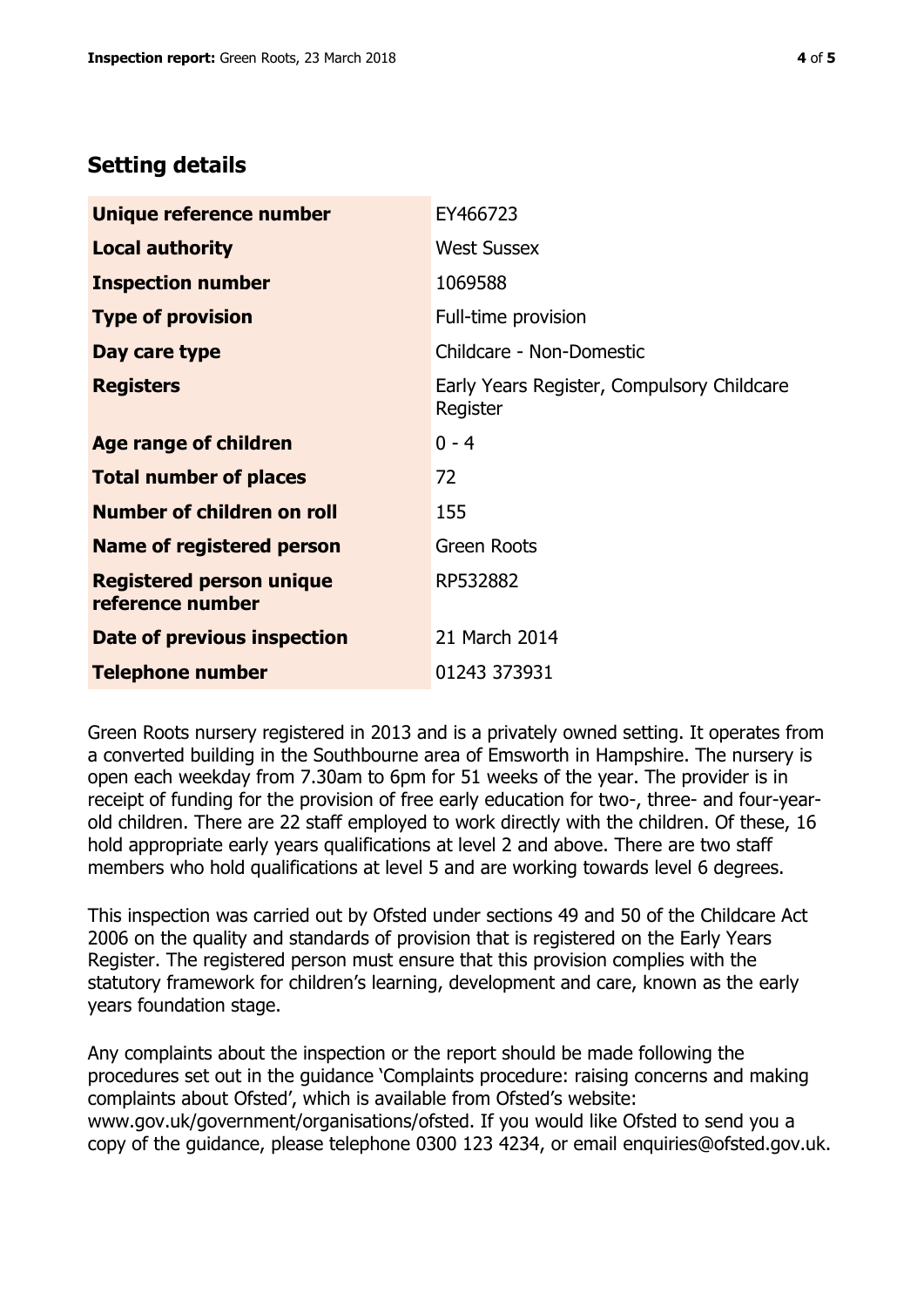## Setting details

| | |
|---|---|
| **Unique reference number** | EY466723 |
| **Local authority** | West Sussex |
| **Inspection number** | 1069588 |
| **Type of provision** | Full-time provision |
| **Day care type** | Childcare - Non-Domestic |
| **Registers** | Early Years Register, Compulsory Childcare Register |
| **Age range of children** | 0 - 4 |
| **Total number of places** | 72 |
| **Number of children on roll** | 155 |
| **Name of registered person** | Green Roots |
| **Registered person unique reference number** | RP532882 |
| **Date of previous inspection** | 21 March 2014 |
| **Telephone number** | 01243 373931 |

Green Roots nursery registered in 2013 and is a privately owned setting. It operates from a converted building in the Southbourne area of Emsworth in Hampshire. The nursery is open each weekday from 7.30am to 6pm for 51 weeks of the year. The provider is in receipt of funding for the provision of free early education for two-, three- and four-year-old children. There are 22 staff employed to work directly with the children. Of these, 16 hold appropriate early years qualifications at level 2 and above. There are two staff members who hold qualifications at level 5 and are working towards level 6 degrees.

This inspection was carried out by Ofsted under sections 49 and 50 of the Childcare Act 2006 on the quality and standards of provision that is registered on the Early Years Register. The registered person must ensure that this provision complies with the statutory framework for children's learning, development and care, known as the early years foundation stage.

Any complaints about the inspection or the report should be made following the procedures set out in the guidance 'Complaints procedure: raising concerns and making complaints about Ofsted', which is available from Ofsted's website: www.gov.uk/government/organisations/ofsted. If you would like Ofsted to send you a copy of the guidance, please telephone 0300 123 4234, or email enquiries@ofsted.gov.uk.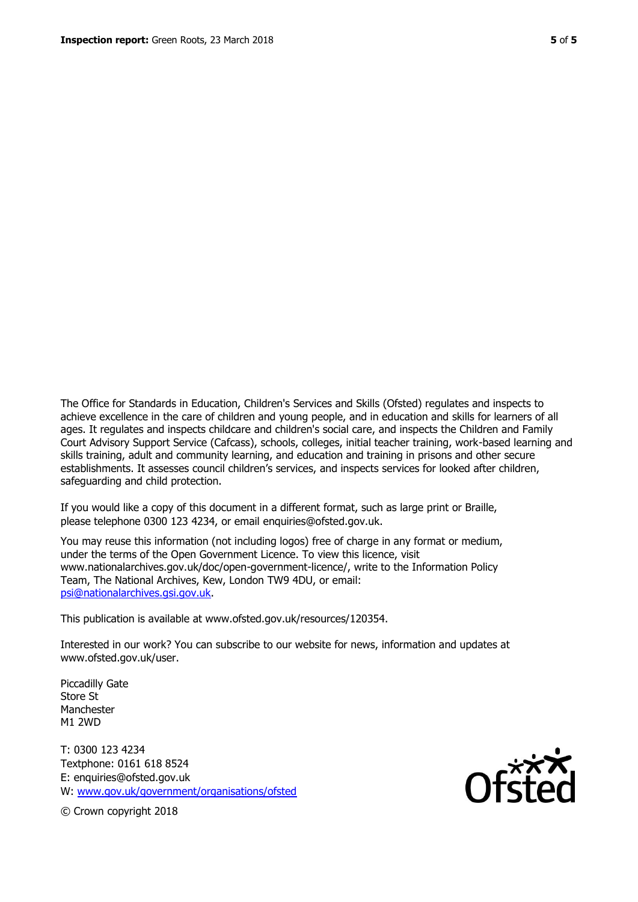The Office for Standards in Education, Children's Services and Skills (Ofsted) regulates and inspects to achieve excellence in the care of children and young people, and in education and skills for learners of all ages. It regulates and inspects childcare and children's social care, and inspects the Children and Family Court Advisory Support Service (Cafcass), schools, colleges, initial teacher training, work-based learning and skills training, adult and community learning, and education and training in prisons and other secure establishments. It assesses council children's services, and inspects services for looked after children, safeguarding and child protection.

If you would like a copy of this document in a different format, such as large print or Braille, please telephone 0300 123 4234, or email enquiries@ofsted.gov.uk.

You may reuse this information (not including logos) free of charge in any format or medium, under the terms of the Open Government Licence. To view this licence, visit www.nationalarchives.gov.uk/doc/open-government-licence/, write to the Information Policy Team, The National Archives, Kew, London TW9 4DU, or email: psi@nationalarchives.gsi.gov.uk.

This publication is available at www.ofsted.gov.uk/resources/120354.

Interested in our work? You can subscribe to our website for news, information and updates at www.ofsted.gov.uk/user.

Piccadilly Gate
Store St
Manchester
M1 2WD

T: 0300 123 4234
Textphone: 0161 618 8524
E: enquiries@ofsted.gov.uk
W: www.gov.uk/government/organisations/ofsted

© Crown copyright 2018